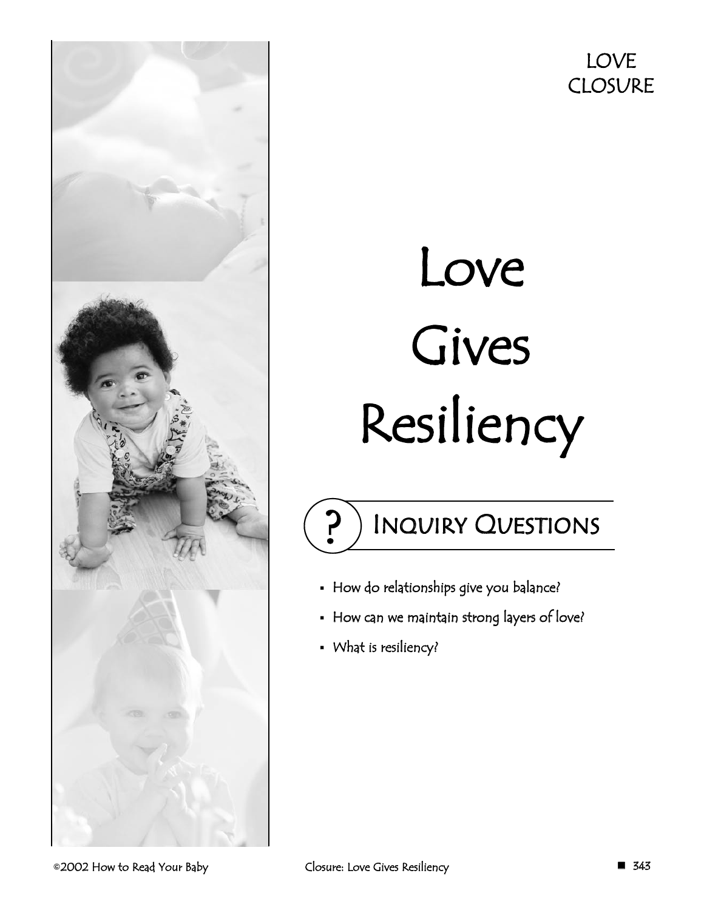LOVE
CLOSURE

# Love Gives Resiliency

## Inquiry Questions

- How do relationships give you balance?
- How can we maintain strong layers of love?
- What is resiliency?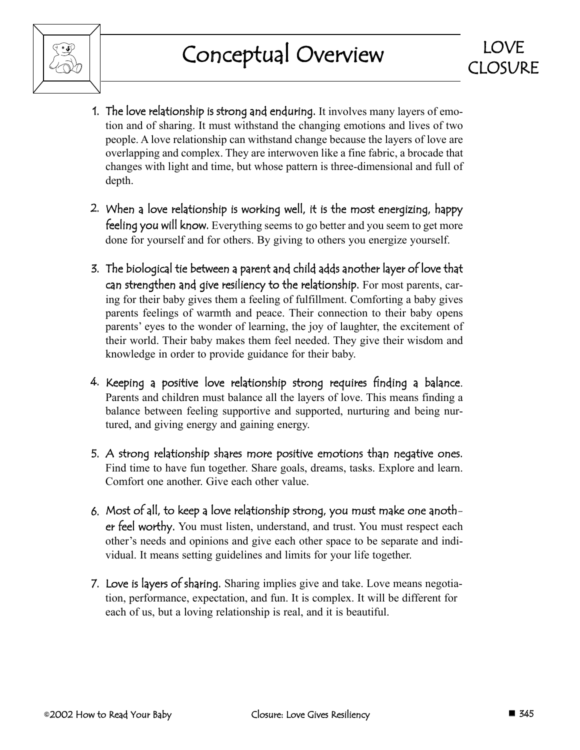# Conceptual Overview

LOVE CLOSURE

1. **The love relationship is strong and enduring.** It involves many layers of emotion and of sharing. It must withstand the changing emotions and lives of two people. A love relationship can withstand change because the layers of love are overlapping and complex. They are interwoven like a fine fabric, a brocade that changes with light and time, but whose pattern is three-dimensional and full of depth.

2. **When a love relationship is working well, it is the most energizing, happy feeling you will know.** Everything seems to go better and you seem to get more done for yourself and for others. By giving to others you energize yourself.

3. **The biological tie between a parent and child adds another layer of love that can strengthen and give resiliency to the relationship.** For most parents, caring for their baby gives them a feeling of fulfillment. Comforting a baby gives parents feelings of warmth and peace. Their connection to their baby opens parents' eyes to the wonder of learning, the joy of laughter, the excitement of their world. Their baby makes them feel needed. They give their wisdom and knowledge in order to provide guidance for their baby.

4. **Keeping a positive love relationship strong requires finding a balance.** Parents and children must balance all the layers of love. This means finding a balance between feeling supportive and supported, nurturing and being nurtured, and giving energy and gaining energy.

5. **A strong relationship shares more positive emotions than negative ones.** Find time to have fun together. Share goals, dreams, tasks. Explore and learn. Comfort one another. Give each other value.

6. **Most of all, to keep a love relationship strong, you must make one another feel worthy.** You must listen, understand, and trust. You must respect each other's needs and opinions and give each other space to be separate and individual. It means setting guidelines and limits for your life together.

7. **Love is layers of sharing.** Sharing implies give and take. Love means negotiation, performance, expectation, and fun. It is complex. It will be different for each of us, but a loving relationship is real, and it is beautiful.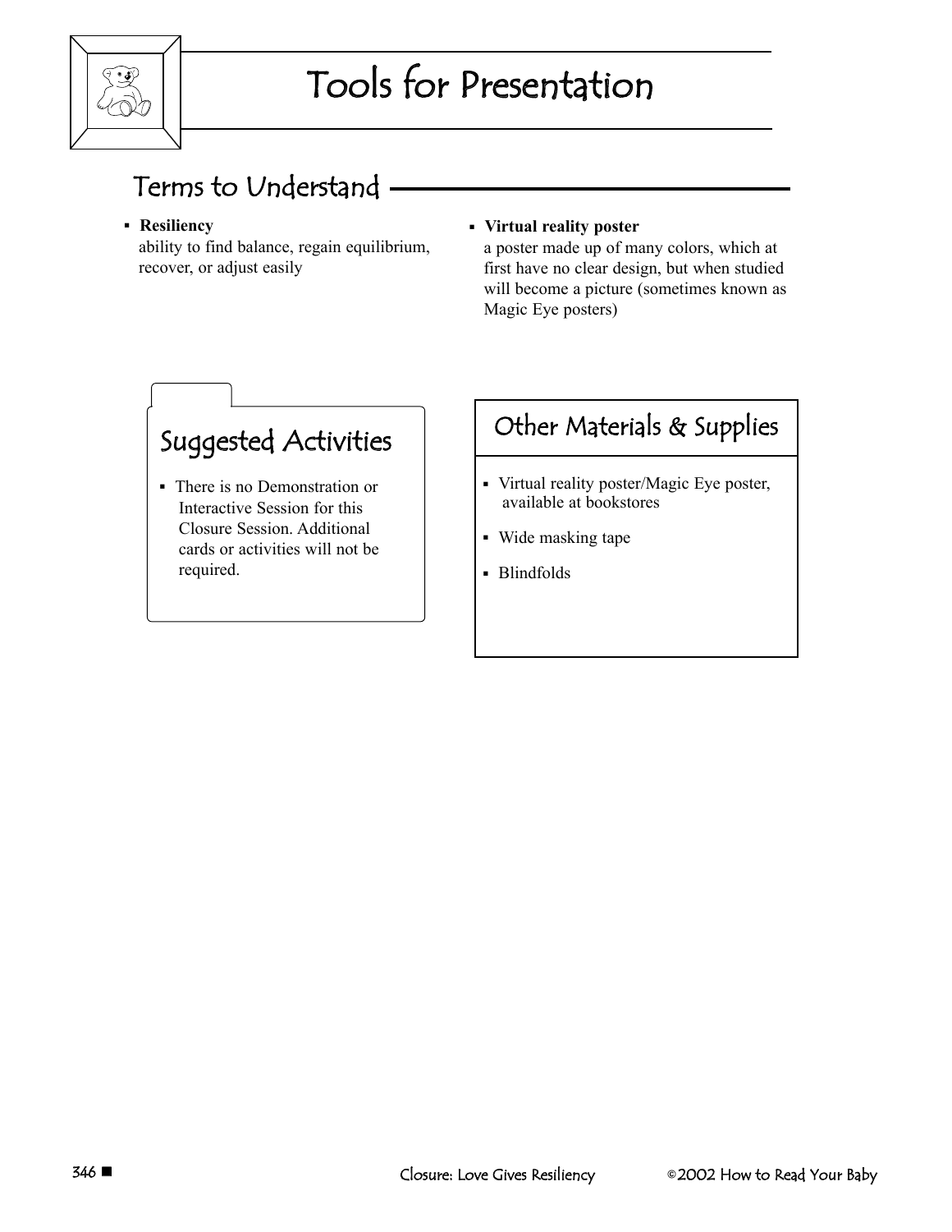# Tools for Presentation

## Terms to Understand

- **Resiliency**
  ability to find balance, regain equilibrium, recover, or adjust easily

- **Virtual reality poster**
  a poster made up of many colors, which at first have no clear design, but when studied will become a picture (sometimes known as Magic Eye posters)

## Suggested Activities

- There is no Demonstration or Interactive Session for this Closure Session. Additional cards or activities will not be required.

## Other Materials & Supplies

- Virtual reality poster/Magic Eye poster, available at bookstores
- Wide masking tape
- Blindfolds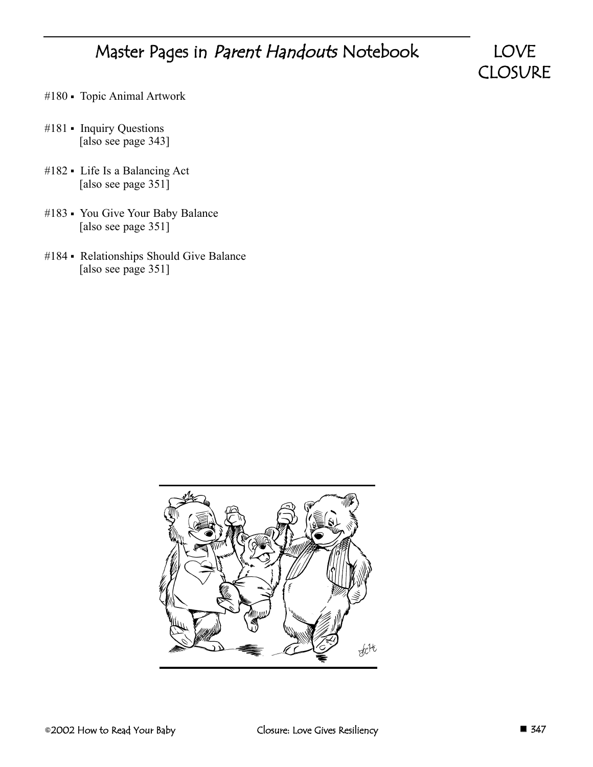# Master Pages in *Parent Handouts* Notebook

LOVE
CLOSURE

- #180 ▪ Topic Animal Artwork
- #181 ▪ Inquiry Questions
  [also see page 343]
- #182 ▪ Life Is a Balancing Act
  [also see page 351]
- #183 ▪ You Give Your Baby Balance
  [also see page 351]
- #184 ▪ Relationships Should Give Balance
  [also see page 351]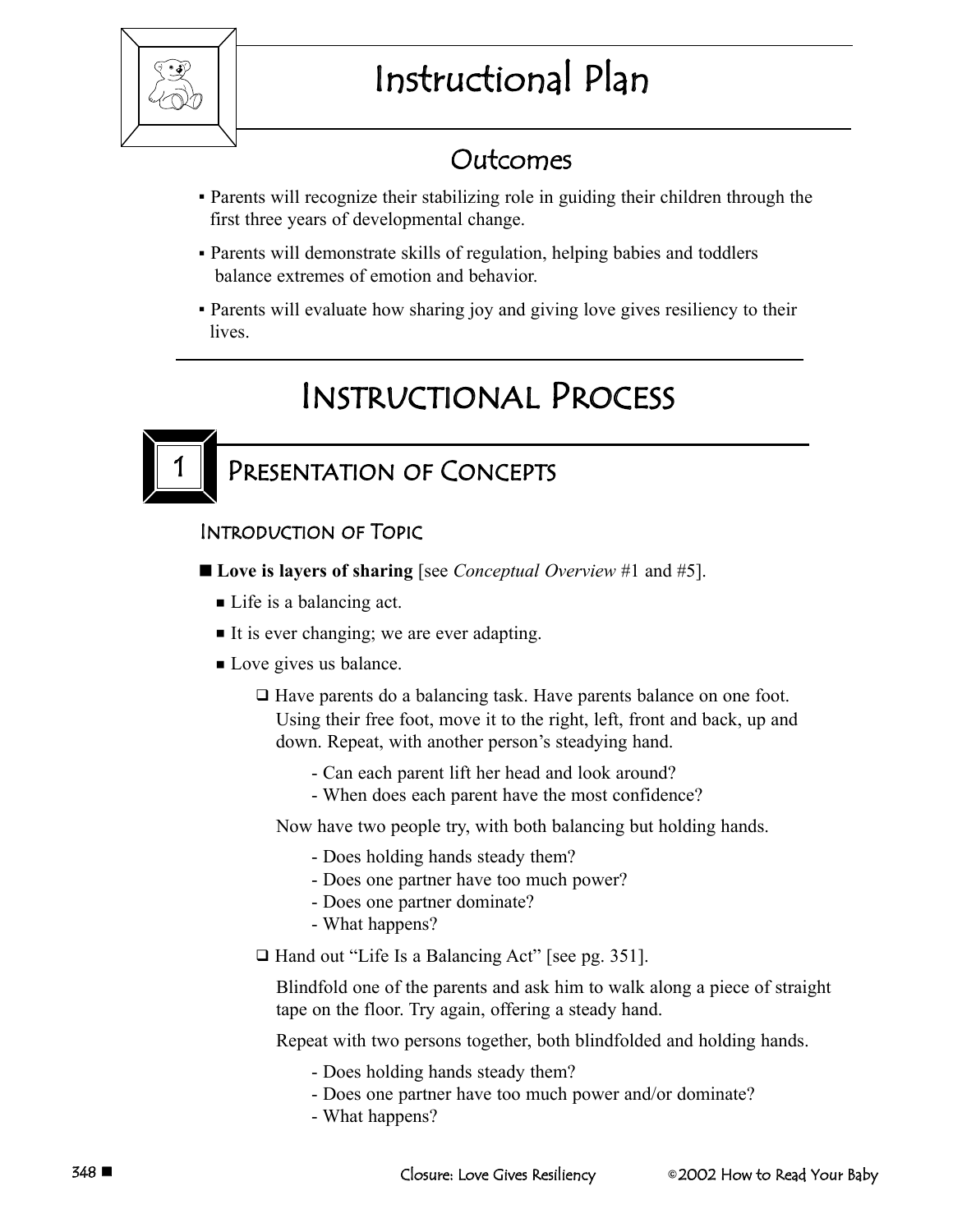# Instructional Plan

## Outcomes

- Parents will recognize their stabilizing role in guiding their children through the first three years of developmental change.
- Parents will demonstrate skills of regulation, helping babies and toddlers balance extremes of emotion and behavior.
- Parents will evaluate how sharing joy and giving love gives resiliency to their lives.

# Instructional Process

## 1 Presentation of Concepts

### Introduction of Topic

- **Love is layers of sharing** [see *Conceptual Overview* #1 and #5].
  - Life is a balancing act.
  - It is ever changing; we are ever adapting.
  - Love gives us balance.
    - ❑ Have parents do a balancing task. Have parents balance on one foot. Using their free foot, move it to the right, left, front and back, up and down. Repeat, with another person's steadying hand.
      - Can each parent lift her head and look around?
      - When does each parent have the most confidence?

      Now have two people try, with both balancing but holding hands.

      - Does holding hands steady them?
      - Does one partner have too much power?
      - Does one partner dominate?
      - What happens?
    - ❑ Hand out "Life Is a Balancing Act" [see pg. 351].

      Blindfold one of the parents and ask him to walk along a piece of straight tape on the floor. Try again, offering a steady hand.

      Repeat with two persons together, both blindfolded and holding hands.

      - Does holding hands steady them?
      - Does one partner have too much power and/or dominate?
      - What happens?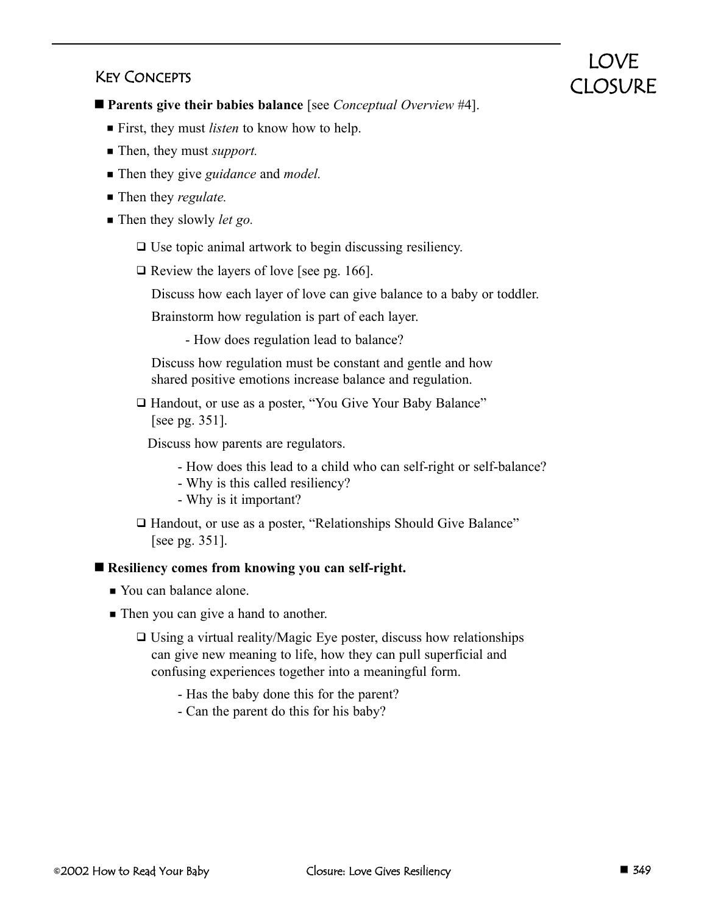# LOVE CLOSURE

## KEY CONCEPTS

- **Parents give their babies balance** [see *Conceptual Overview* #4].
  - First, they must *listen* to know how to help.
  - Then, they must *support.*
  - Then they give *guidance* and *model.*
  - Then they *regulate.*
  - Then they slowly *let go.*
    - ❑ Use topic animal artwork to begin discussing resiliency.
    - ❑ Review the layers of love [see pg. 166].

      Discuss how each layer of love can give balance to a baby or toddler.

      Brainstorm how regulation is part of each layer.

      - How does regulation lead to balance?

      Discuss how regulation must be constant and gentle and how shared positive emotions increase balance and regulation.
    - ❑ Handout, or use as a poster, "You Give Your Baby Balance" [see pg. 351].

      Discuss how parents are regulators.

      - How does this lead to a child who can self-right or self-balance?
      - Why is this called resiliency?
      - Why is it important?
    - ❑ Handout, or use as a poster, "Relationships Should Give Balance" [see pg. 351].

- **Resiliency comes from knowing you can self-right.**
  - You can balance alone.
  - Then you can give a hand to another.
    - ❑ Using a virtual reality/Magic Eye poster, discuss how relationships can give new meaning to life, how they can pull superficial and confusing experiences together into a meaningful form.
      - Has the baby done this for the parent?
      - Can the parent do this for his baby?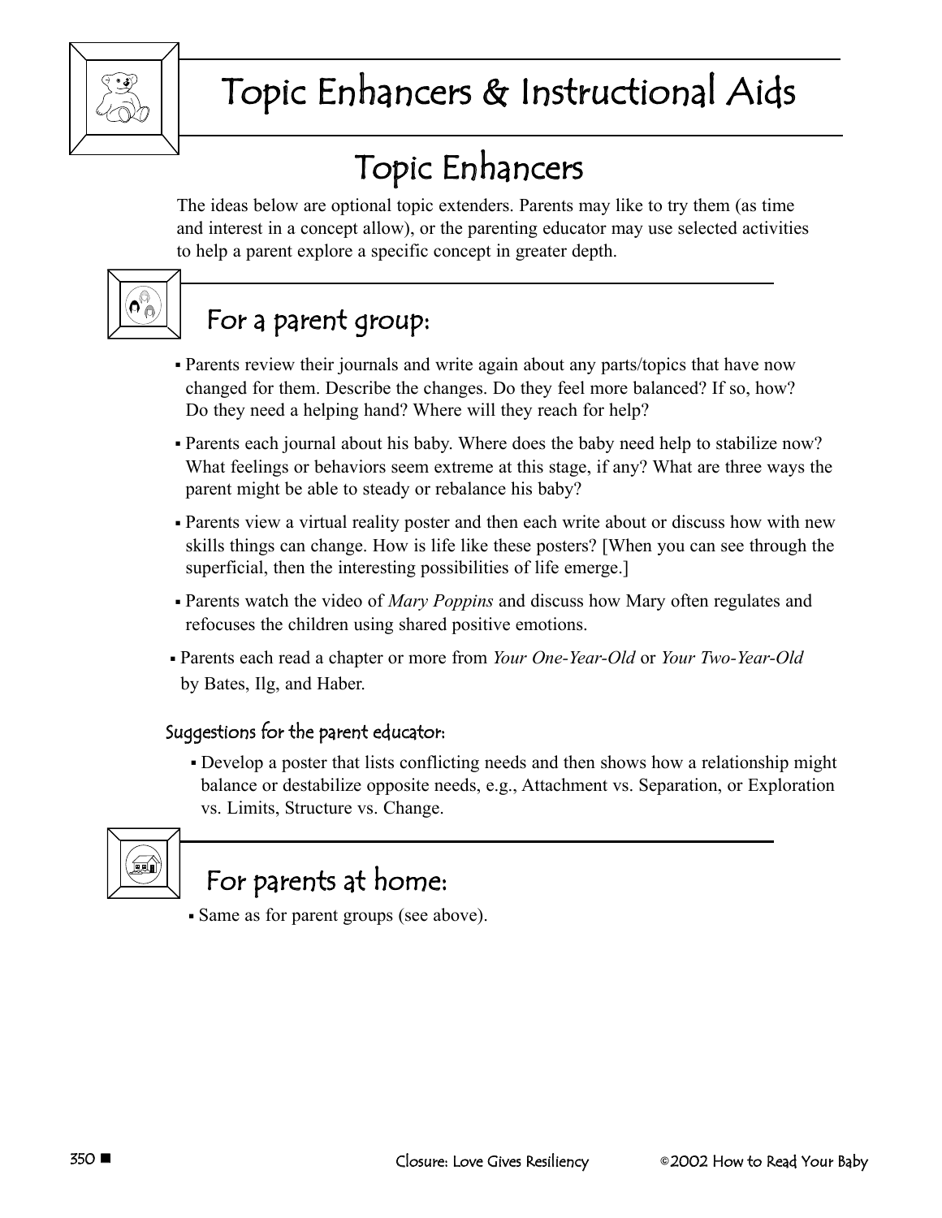# Topic Enhancers & Instructional Aids

## Topic Enhancers

The ideas below are optional topic extenders. Parents may like to try them (as time and interest in a concept allow), or the parenting educator may use selected activities to help a parent explore a specific concept in greater depth.

### For a parent group:

- Parents review their journals and write again about any parts/topics that have now changed for them. Describe the changes. Do they feel more balanced? If so, how? Do they need a helping hand? Where will they reach for help?
- Parents each journal about his baby. Where does the baby need help to stabilize now? What feelings or behaviors seem extreme at this stage, if any? What are three ways the parent might be able to steady or rebalance his baby?
- Parents view a virtual reality poster and then each write about or discuss how with new skills things can change. How is life like these posters? [When you can see through the superficial, then the interesting possibilities of life emerge.]
- Parents watch the video of *Mary Poppins* and discuss how Mary often regulates and refocuses the children using shared positive emotions.
- Parents each read a chapter or more from *Your One-Year-Old* or *Your Two-Year-Old* by Bates, Ilg, and Haber.

#### Suggestions for the parent educator:

- Develop a poster that lists conflicting needs and then shows how a relationship might balance or destabilize opposite needs, e.g., Attachment vs. Separation, or Exploration vs. Limits, Structure vs. Change.

### For parents at home:

- Same as for parent groups (see above).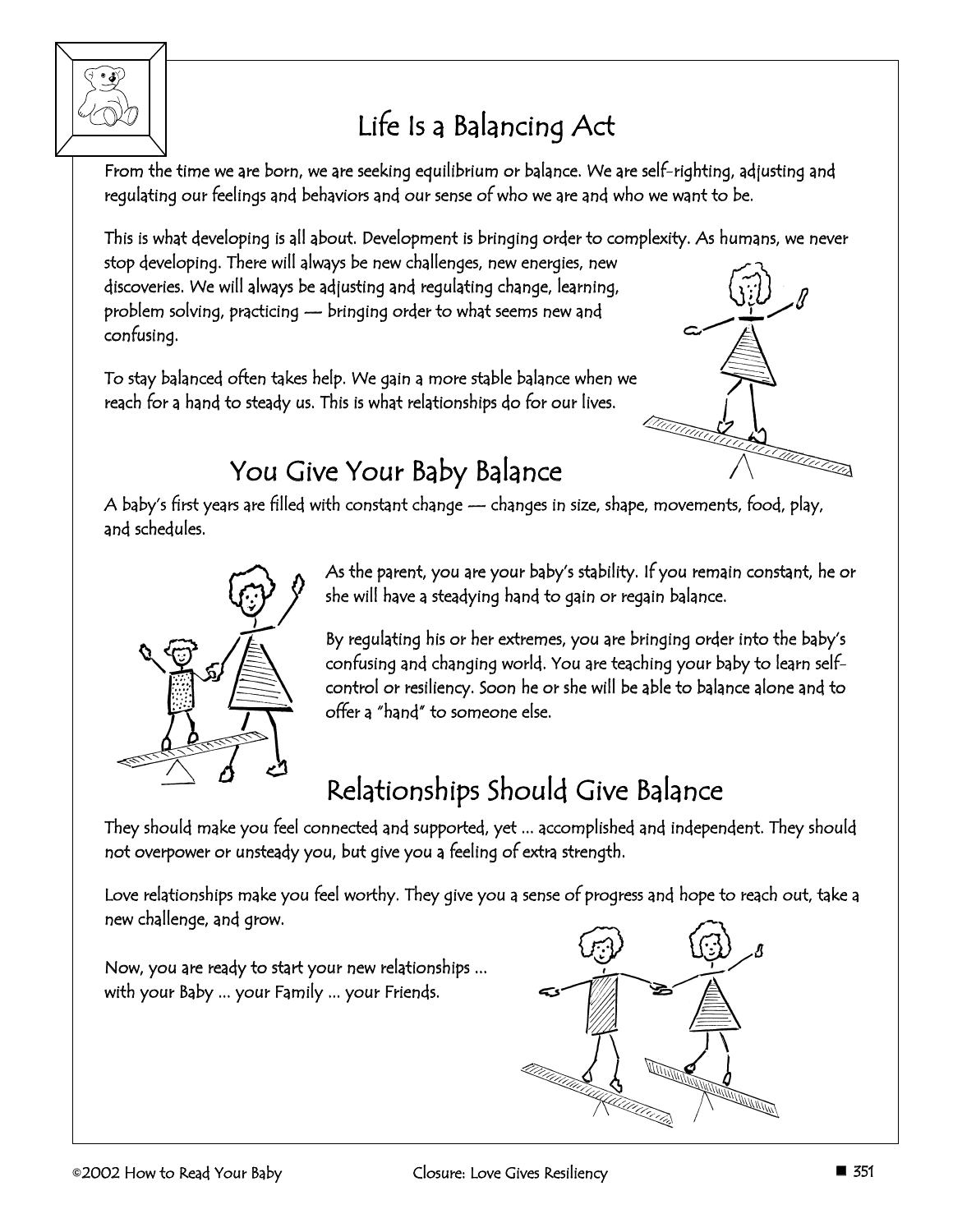# Life Is a Balancing Act

From the time we are born, we are seeking equilibrium or balance. We are self-righting, adjusting and regulating our feelings and behaviors and our sense of who we are and who we want to be.

This is what developing is all about. Development is bringing order to complexity. As humans, we never stop developing. There will always be new challenges, new energies, new discoveries. We will always be adjusting and regulating change, learning, problem solving, practicing — bringing order to what seems new and confusing.

To stay balanced often takes help. We gain a more stable balance when we reach for a hand to steady us. This is what relationships do for our lives.

## You Give Your Baby Balance

A baby's first years are filled with constant change — changes in size, shape, movements, food, play, and schedules.

As the parent, you are your baby's stability. If you remain constant, he or she will have a steadying hand to gain or regain balance.

By regulating his or her extremes, you are bringing order into the baby's confusing and changing world. You are teaching your baby to learn self-control or resiliency. Soon he or she will be able to balance alone and to offer a "hand" to someone else.

## Relationships Should Give Balance

They should make you feel connected and supported, yet ... accomplished and independent. They should not overpower or unsteady you, but give you a feeling of extra strength.

Love relationships make you feel worthy. They give you a sense of progress and hope to reach out, take a new challenge, and grow.

Now, you are ready to start your new relationships ... with your Baby ... your Family ... your Friends.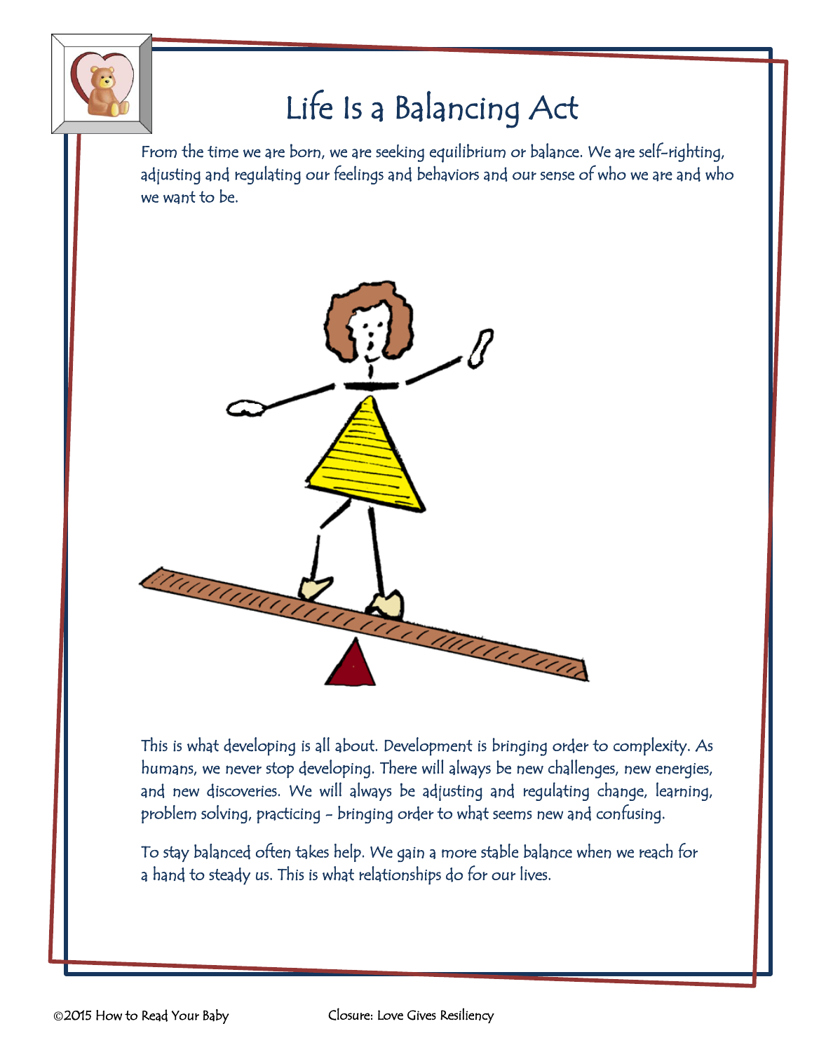# Life Is a Balancing Act

From the time we are born, we are seeking equilibrium or balance. We are self-righting, adjusting and regulating our feelings and behaviors and our sense of who we are and who we want to be.

This is what developing is all about. Development is bringing order to complexity. As humans, we never stop developing. There will always be new challenges, new energies, and new discoveries. We will always be adjusting and regulating change, learning, problem solving, practicing – bringing order to what seems new and confusing.

To stay balanced often takes help. We gain a more stable balance when we reach for a hand to steady us. This is what relationships do for our lives.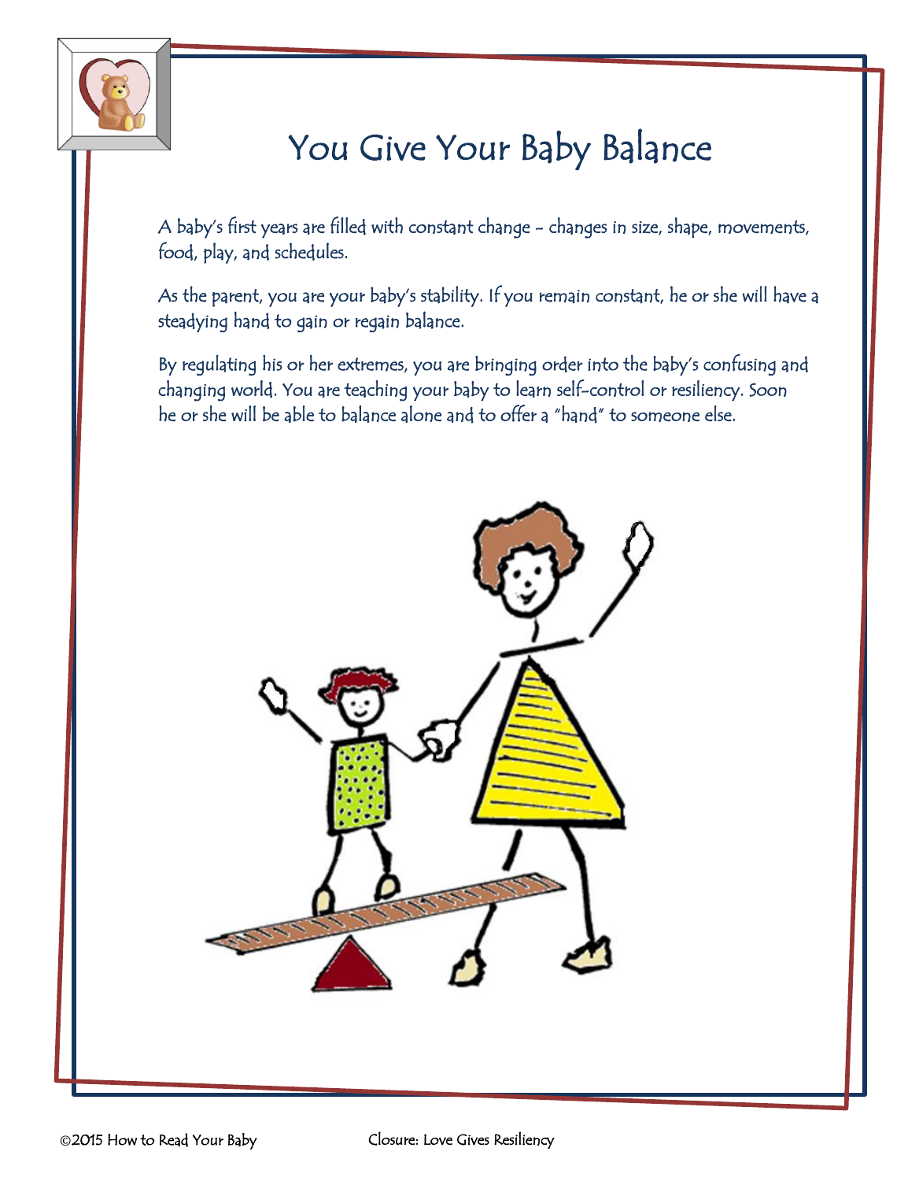# You Give Your Baby Balance

A baby's first years are filled with constant change – changes in size, shape, movements, food, play, and schedules.

As the parent, you are your baby's stability. If you remain constant, he or she will have a steadying hand to gain or regain balance.

By regulating his or her extremes, you are bringing order into the baby's confusing and changing world. You are teaching your baby to learn self-control or resiliency. Soon he or she will be able to balance alone and to offer a "hand" to someone else.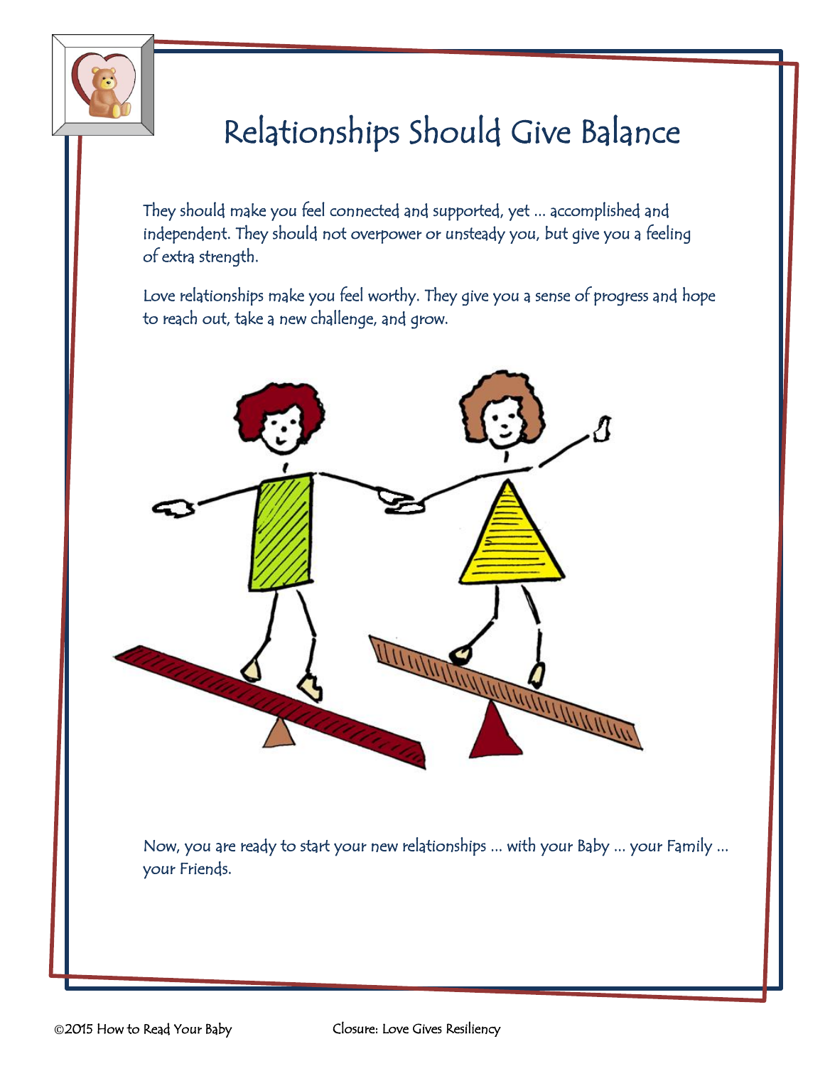# Relationships Should Give Balance

They should make you feel connected and supported, yet ... accomplished and independent. They should not overpower or unsteady you, but give you a feeling of extra strength.

Love relationships make you feel worthy. They give you a sense of progress and hope to reach out, take a new challenge, and grow.

Now, you are ready to start your new relationships ... with your Baby ... your Family ... your Friends.